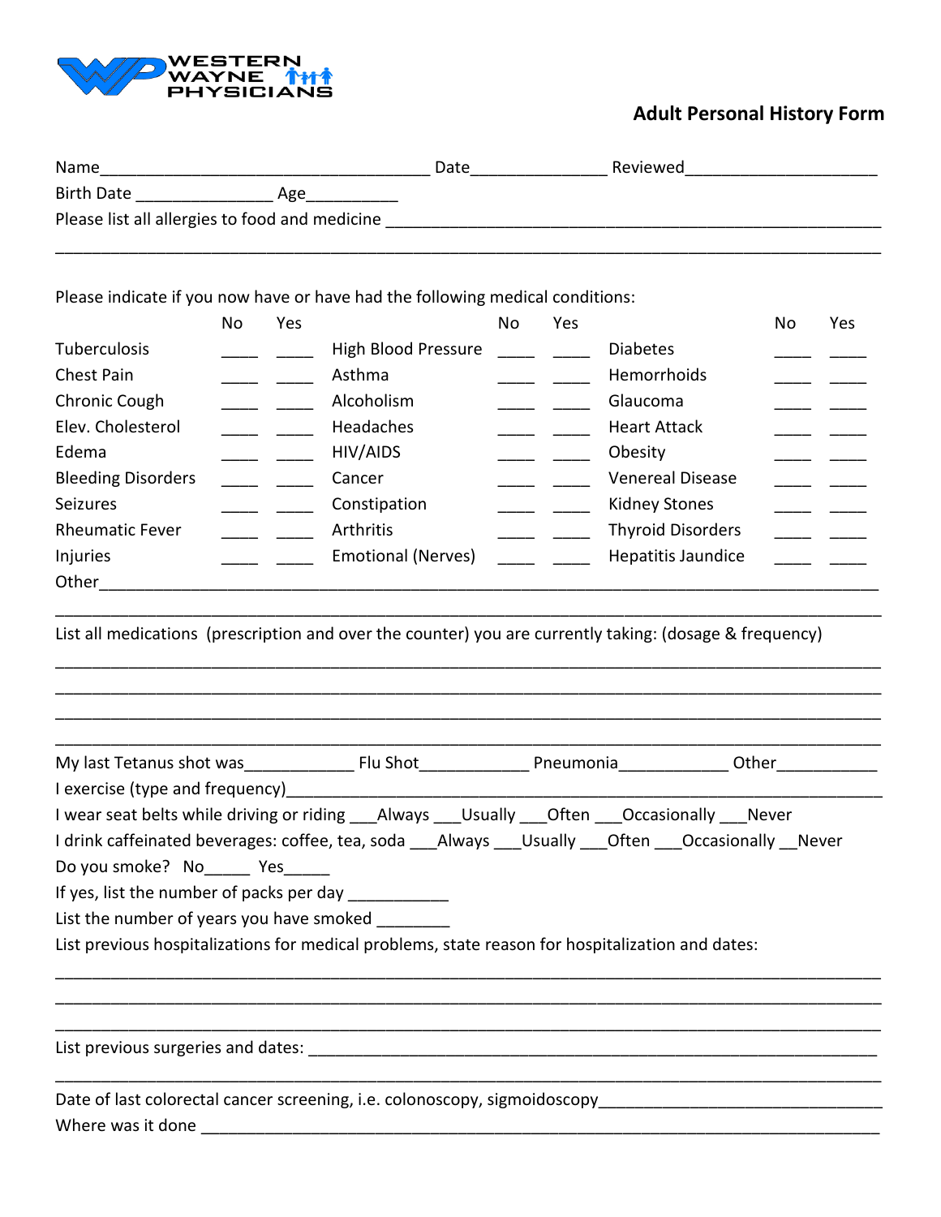WESTERN WAYNE PHYSICIANS

## Adult Personal History Form

Name_____________________________________ Date_______________ Reviewed_____________________

Birth Date _______________ Age__________

Please list all allergies to food and medicine ____________________________________________________________

____________________________________________________________________________________________

Please indicate if you now have or have had the following medical conditions:

| | No | Yes | | No | Yes | | No | Yes |
|---|---|---|---|---|---|---|---|---|
| Tuberculosis | ____ | ____ | High Blood Pressure | ____ | ____ | Diabetes | ____ | ____ |
| Chest Pain | ____ | ____ | Asthma | ____ | ____ | Hemorrhoids | ____ | ____ |
| Chronic Cough | ____ | ____ | Alcoholism | ____ | ____ | Glaucoma | ____ | ____ |
| Elev. Cholesterol | ____ | ____ | Headaches | ____ | ____ | Heart Attack | ____ | ____ |
| Edema | ____ | ____ | HIV/AIDS | ____ | ____ | Obesity | ____ | ____ |
| Bleeding Disorders | ____ | ____ | Cancer | ____ | ____ | Venereal Disease | ____ | ____ |
| Seizures | ____ | ____ | Constipation | ____ | ____ | Kidney Stones | ____ | ____ |
| Rheumatic Fever | ____ | ____ | Arthritis | ____ | ____ | Thyroid Disorders | ____ | ____ |
| Injuries | ____ | ____ | Emotional (Nerves) | ____ | ____ | Hepatitis Jaundice | ____ | ____ |

Other_______________________________________________________________________________________

____________________________________________________________________________________________

List all medications (prescription and over the counter) you are currently taking: (dosage & frequency)

____________________________________________________________________________________________

____________________________________________________________________________________________

____________________________________________________________________________________________

____________________________________________________________________________________________

My last Tetanus shot was____________ Flu Shot____________ Pneumonia____________ Other___________

I exercise (type and frequency)______________________________________________________________

I wear seat belts while driving or riding ___Always ___Usually ___Often ___Occasionally ___Never

I drink caffeinated beverages: coffee, tea, soda ___Always ___Usually ___Often ___Occasionally __Never

Do you smoke? No_____ Yes_____

If yes, list the number of packs per day ___________

List the number of years you have smoked ________

List previous hospitalizations for medical problems, state reason for hospitalization and dates:

____________________________________________________________________________________________

____________________________________________________________________________________________

____________________________________________________________________________________________

List previous surgeries and dates: _________________________________________________________________

____________________________________________________________________________________________

Date of last colorectal cancer screening, i.e. colonoscopy, sigmoidoscopy_______________________________

Where was it done ___________________________________________________________________________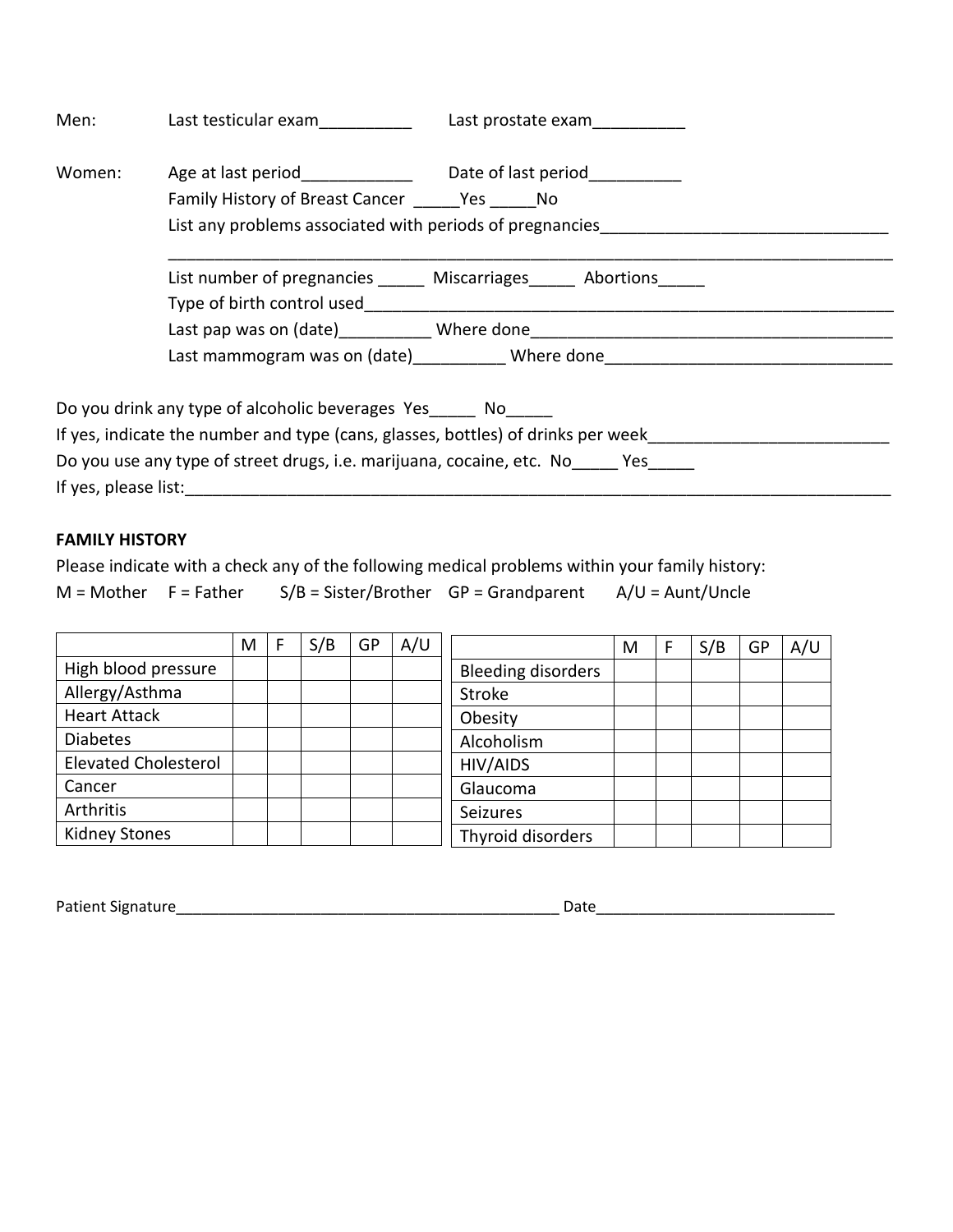Men: Last testicular exam__________ Last prostate exam__________

Women: Age at last period____________ Date of last period__________

Family History of Breast Cancer _____Yes _____No

List any problems associated with periods of pregnancies_______________________________

_______________________________________________________________________________

List number of pregnancies _____ Miscarriages_____ Abortions_____

Type of birth control used____________________________________________________________

Last pap was on (date)__________ Where done________________________________________

Last mammogram was on (date)__________ Where done________________________________

Do you drink any type of alcoholic beverages Yes_____ No_____

If yes, indicate the number and type (cans, glasses, bottles) of drinks per week__________________________

Do you use any type of street drugs, i.e. marijuana, cocaine, etc. No_____ Yes_____

If yes, please list:________________________________________________________________________________

**FAMILY HISTORY**

Please indicate with a check any of the following medical problems within your family history:

M = Mother F = Father S/B = Sister/Brother GP = Grandparent A/U = Aunt/Uncle

| | M | F | S/B | GP | A/U |
|---|---|---|---|---|---|
| High blood pressure | | | | | |
| Allergy/Asthma | | | | | |
| Heart Attack | | | | | |
| Diabetes | | | | | |
| Elevated Cholesterol | | | | | |
| Cancer | | | | | |
| Arthritis | | | | | |
| Kidney Stones | | | | | |

| | M | F | S/B | GP | A/U |
|---|---|---|---|---|---|
| Bleeding disorders | | | | | |
| Stroke | | | | | |
| Obesity | | | | | |
| Alcoholism | | | | | |
| HIV/AIDS | | | | | |
| Glaucoma | | | | | |
| Seizures | | | | | |
| Thyroid disorders | | | | | |

Patient Signature_______________________________________________ Date_____________________________